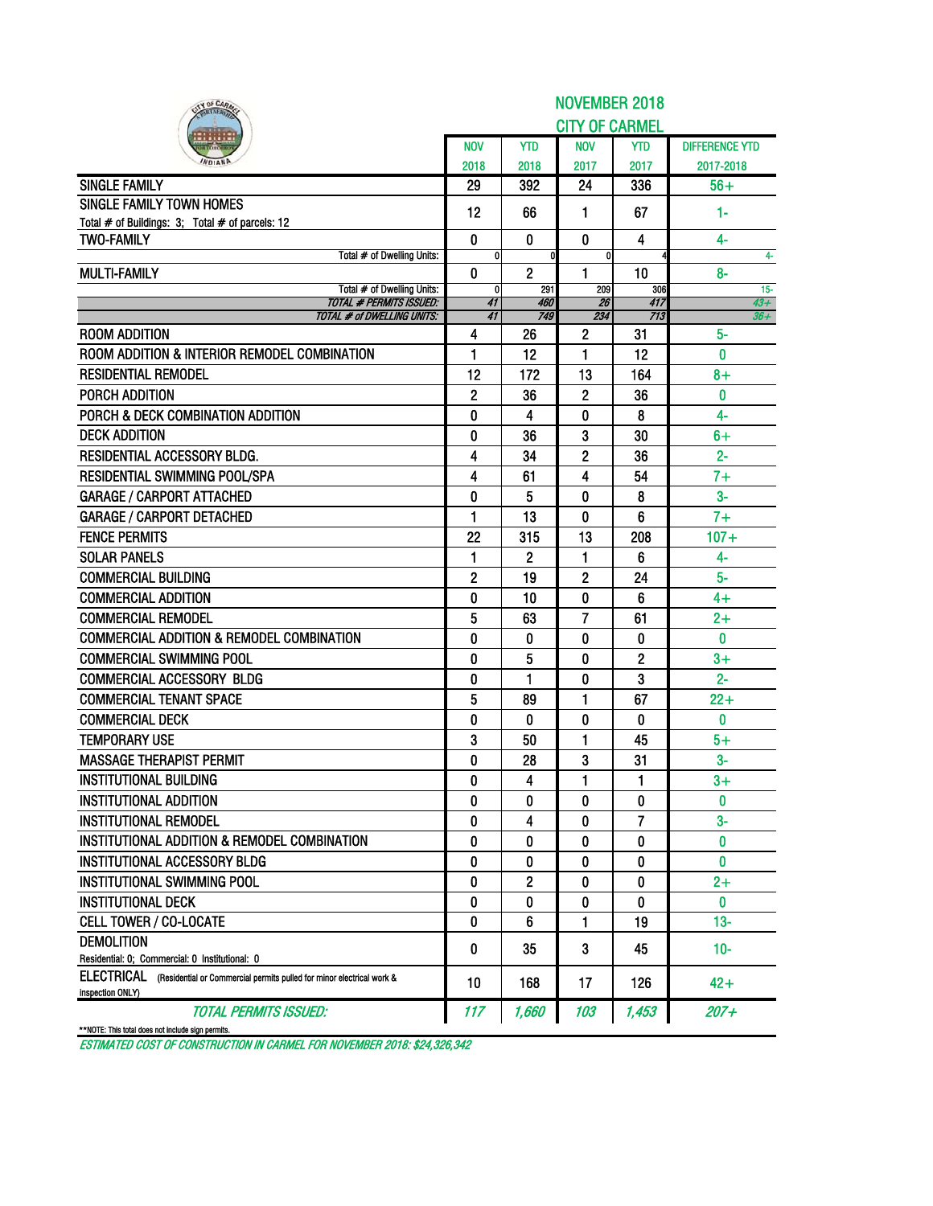## NOVEMBER 2018
## CITY OF CARMEL

| | NOV 2018 | YTD 2018 | NOV 2017 | YTD 2017 | DIFFERENCE YTD 2017-2018 |
|---|---|---|---|---|---|
| SINGLE FAMILY | 29 | 392 | 24 | 336 | 56+ |
| SINGLE FAMILY TOWN HOMES<br>Total # of Buildings: 3; Total # of parcels: 12 | 12 | 66 | 1 | 67 | 1- |
| TWO-FAMILY | 0 | 0 | 0 | 4 | 4- |
| Total # of Dwelling Units: | 0 | 0 | 0 | 4 | 4- |
| MULTI-FAMILY | 0 | 2 | 1 | 10 | 8- |
| Total # of Dwelling Units: | 0 | 291 | 209 | 306 | 15- |
| *TOTAL # PERMITS ISSUED:* | *41* | *460* | *26* | *417* | *43+* |
| *TOTAL # of DWELLING UNITS:* | *41* | *749* | *234* | *713* | *36+* |
| ROOM ADDITION | 4 | 26 | 2 | 31 | 5- |
| ROOM ADDITION & INTERIOR REMODEL COMBINATION | 1 | 12 | 1 | 12 | 0 |
| RESIDENTIAL REMODEL | 12 | 172 | 13 | 164 | 8+ |
| PORCH ADDITION | 2 | 36 | 2 | 36 | 0 |
| PORCH & DECK COMBINATION ADDITION | 0 | 4 | 0 | 8 | 4- |
| DECK ADDITION | 0 | 36 | 3 | 30 | 6+ |
| RESIDENTIAL ACCESSORY BLDG. | 4 | 34 | 2 | 36 | 2- |
| RESIDENTIAL SWIMMING POOL/SPA | 4 | 61 | 4 | 54 | 7+ |
| GARAGE / CARPORT ATTACHED | 0 | 5 | 0 | 8 | 3- |
| GARAGE / CARPORT DETACHED | 1 | 13 | 0 | 6 | 7+ |
| FENCE PERMITS | 22 | 315 | 13 | 208 | 107+ |
| SOLAR PANELS | 1 | 2 | 1 | 6 | 4- |
| COMMERCIAL BUILDING | 2 | 19 | 2 | 24 | 5- |
| COMMERCIAL ADDITION | 0 | 10 | 0 | 6 | 4+ |
| COMMERCIAL REMODEL | 5 | 63 | 7 | 61 | 2+ |
| COMMERCIAL ADDITION & REMODEL COMBINATION | 0 | 0 | 0 | 0 | 0 |
| COMMERCIAL SWIMMING POOL | 0 | 5 | 0 | 2 | 3+ |
| COMMERCIAL ACCESSORY BLDG | 0 | 1 | 0 | 3 | 2- |
| COMMERCIAL TENANT SPACE | 5 | 89 | 1 | 67 | 22+ |
| COMMERCIAL DECK | 0 | 0 | 0 | 0 | 0 |
| TEMPORARY USE | 3 | 50 | 1 | 45 | 5+ |
| MASSAGE THERAPIST PERMIT | 0 | 28 | 3 | 31 | 3- |
| INSTITUTIONAL BUILDING | 0 | 4 | 1 | 1 | 3+ |
| INSTITUTIONAL ADDITION | 0 | 0 | 0 | 0 | 0 |
| INSTITUTIONAL REMODEL | 0 | 4 | 0 | 7 | 3- |
| INSTITUTIONAL ADDITION & REMODEL COMBINATION | 0 | 0 | 0 | 0 | 0 |
| INSTITUTIONAL ACCESSORY BLDG | 0 | 0 | 0 | 0 | 0 |
| INSTITUTIONAL SWIMMING POOL | 0 | 2 | 0 | 0 | 2+ |
| INSTITUTIONAL DECK | 0 | 0 | 0 | 0 | 0 |
| CELL TOWER / CO-LOCATE | 0 | 6 | 1 | 19 | 13- |
| DEMOLITION<br>Residential: 0; Commercial: 0 Institutional: 0 | 0 | 35 | 3 | 45 | 10- |
| ELECTRICAL (Residential or Commercial permits pulled for minor electrical work & inspection ONLY) | 10 | 168 | 17 | 126 | 42+ |
| *TOTAL PERMITS ISSUED:* | *117* | *1,660* | *103* | *1,453* | *207+* |

**NOTE: This total does not include sign permits.

*ESTIMATED COST OF CONSTRUCTION IN CARMEL FOR NOVEMBER 2018: $24,326,342*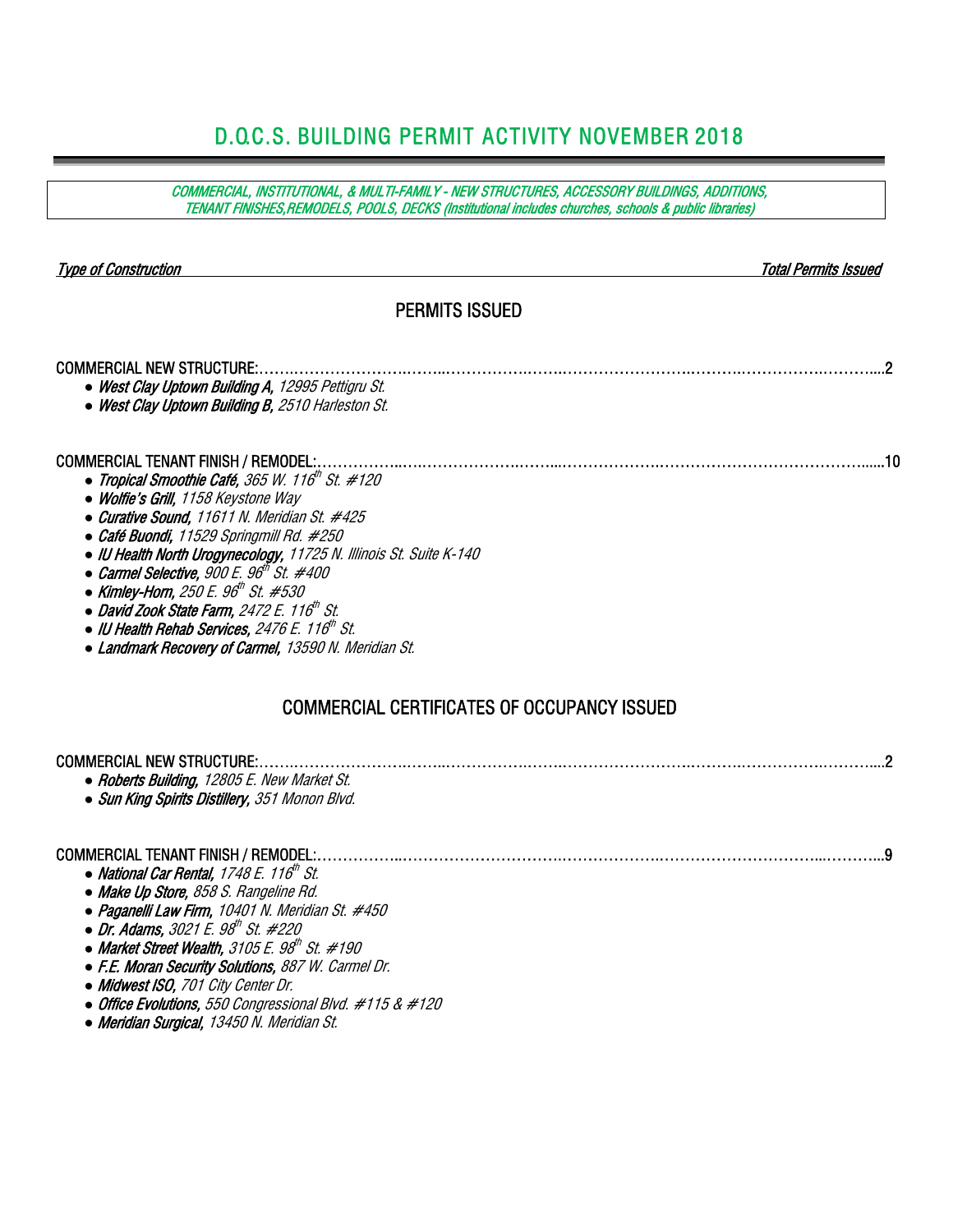# D.O.C.S. BUILDING PERMIT ACTIVITY NOVEMBER 2018

*COMMERCIAL, INSTITUTIONAL, & MULTI-FAMILY - NEW STRUCTURES, ACCESSORY BUILDINGS, ADDITIONS, TENANT FINISHES,REMODELS, POOLS, DECKS (Institutional includes churches, schools & public libraries)*

*Type of Construction* — *Total Permits Issued*

## PERMITS ISSUED

COMMERCIAL NEW STRUCTURE:……………………………………………………………………………………………………2

- ***West Clay Uptown Building A,*** *12995 Pettigru St.*
- ***West Clay Uptown Building B,*** *2510 Harleston St.*

COMMERCIAL TENANT FINISH / REMODEL:……………………………………………………………………………………10

- ***Tropical Smoothie Café,*** *365 W. 116th St. #120*
- ***Wolfie's Grill,*** *1158 Keystone Way*
- ***Curative Sound,*** *11611 N. Meridian St. #425*
- ***Café Buondi,*** *11529 Springmill Rd. #250*
- ***IU Health North Urogynecology,*** *11725 N. Illinois St. Suite K-140*
- ***Carmel Selective,*** *900 E. 96th St. #400*
- ***Kimley-Horn,*** *250 E. 96th St. #530*
- ***David Zook State Farm,*** *2472 E. 116th St.*
- ***IU Health Rehab Services,*** *2476 E. 116th St.*
- ***Landmark Recovery of Carmel,*** *13590 N. Meridian St.*

## COMMERCIAL CERTIFICATES OF OCCUPANCY ISSUED

COMMERCIAL NEW STRUCTURE:……………………………………………………………………………………………………2

- ***Roberts Building,*** *12805 E. New Market St.*
- ***Sun King Spirits Distillery,*** *351 Monon Blvd.*

COMMERCIAL TENANT FINISH / REMODEL:……………………………………………………………………………………9

- ***National Car Rental,*** *1748 E. 116th St.*
- ***Make Up Store,*** *858 S. Rangeline Rd.*
- ***Paganelli Law Firm,*** *10401 N. Meridian St. #450*
- ***Dr. Adams,*** *3021 E. 98th St. #220*
- ***Market Street Wealth,*** *3105 E. 98th St. #190*
- ***F.E. Moran Security Solutions,*** *887 W. Carmel Dr.*
- ***Midwest ISO,*** *701 City Center Dr.*
- ***Office Evolutions,*** *550 Congressional Blvd. #115 & #120*
- ***Meridian Surgical,*** *13450 N. Meridian St.*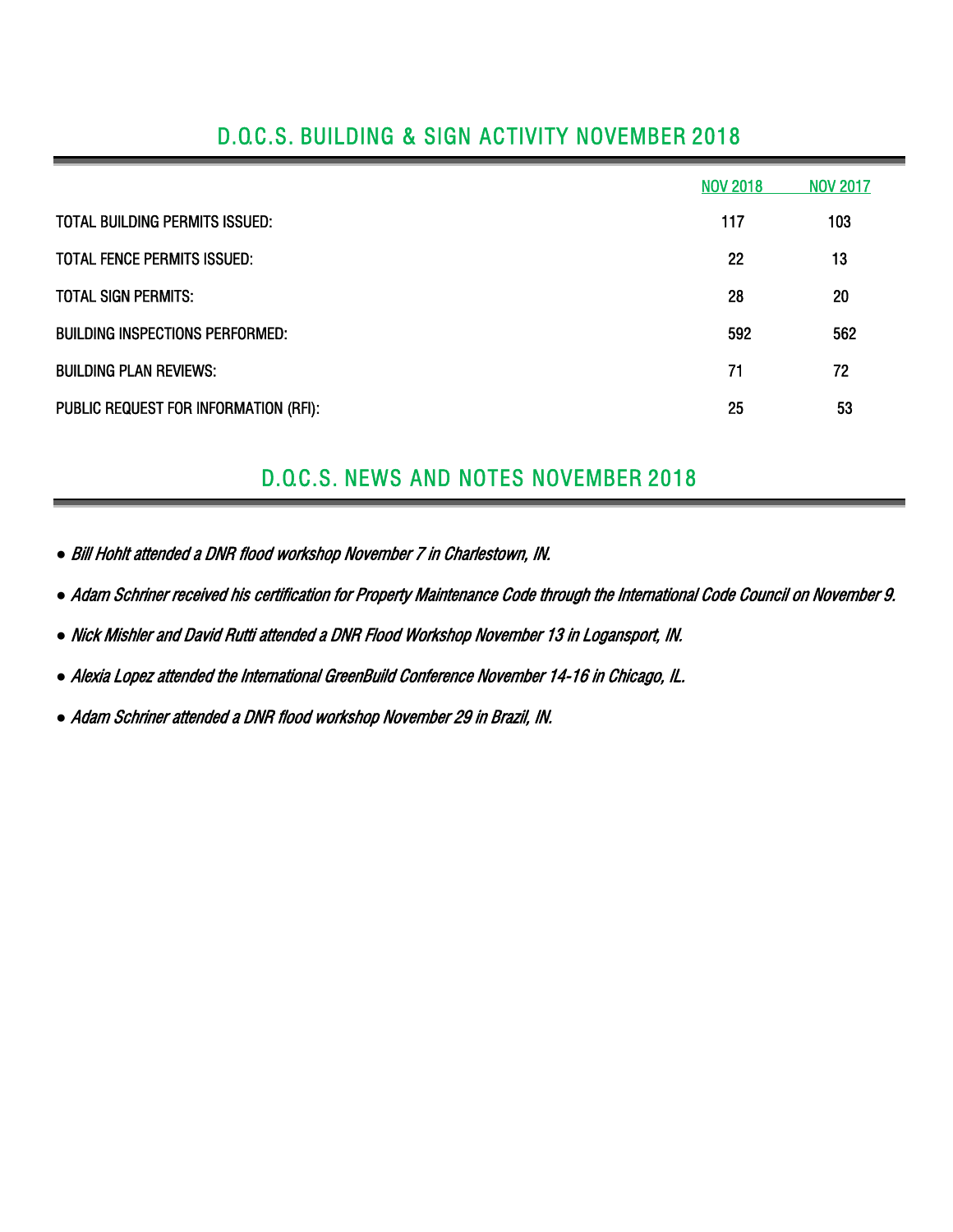## D.O.C.S. BUILDING & SIGN ACTIVITY NOVEMBER 2018

| | NOV 2018 | NOV 2017 |
|---|---|---|
| TOTAL BUILDING PERMITS ISSUED: | 117 | 103 |
| TOTAL FENCE PERMITS ISSUED: | 22 | 13 |
| TOTAL SIGN PERMITS: | 28 | 20 |
| BUILDING INSPECTIONS PERFORMED: | 592 | 562 |
| BUILDING PLAN REVIEWS: | 71 | 72 |
| PUBLIC REQUEST FOR INFORMATION (RFI): | 25 | 53 |

## D.O.C.S. NEWS AND NOTES NOVEMBER 2018

- *Bill Hohlt attended a DNR flood workshop November 7 in Charlestown, IN.*
- *Adam Schriner received his certification for Property Maintenance Code through the International Code Council on November 9.*
- *Nick Mishler and David Rutti attended a DNR Flood Workshop November 13 in Logansport, IN.*
- *Alexia Lopez attended the International GreenBuild Conference November 14-16 in Chicago, IL.*
- *Adam Schriner attended a DNR flood workshop November 29 in Brazil, IN.*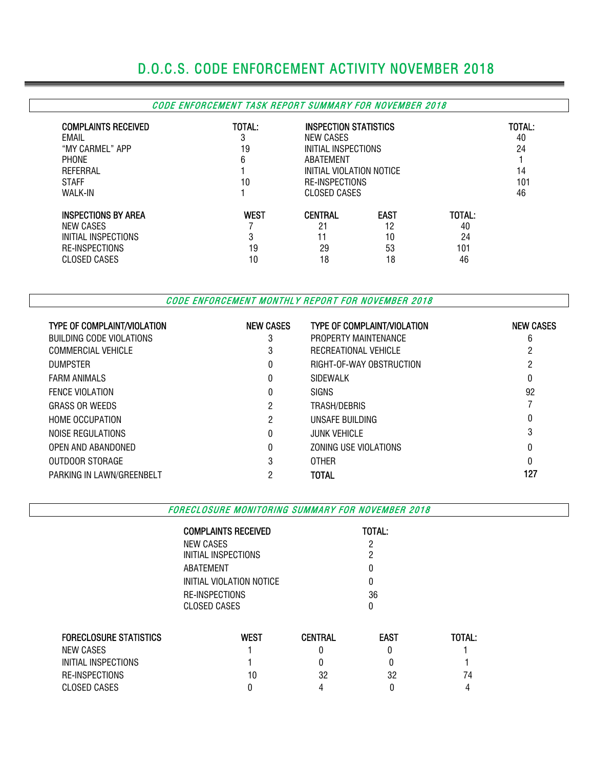# D.O.C.S. CODE ENFORCEMENT ACTIVITY NOVEMBER 2018

## *CODE ENFORCEMENT TASK REPORT SUMMARY FOR NOVEMBER 2018*

| COMPLAINTS RECEIVED | TOTAL: | INSPECTION STATISTICS | TOTAL: |
|---|---|---|---|
| EMAIL | 3 | NEW CASES | 40 |
| "MY CARMEL" APP | 19 | INITIAL INSPECTIONS | 24 |
| PHONE | 6 | ABATEMENT | 1 |
| REFERRAL | 1 | INITIAL VIOLATION NOTICE | 14 |
| STAFF | 10 | RE-INSPECTIONS | 101 |
| WALK-IN | 1 | CLOSED CASES | 46 |

| INSPECTIONS BY AREA | WEST | CENTRAL | EAST | TOTAL: |
|---|---|---|---|---|
| NEW CASES | 7 | 21 | 12 | 40 |
| INITIAL INSPECTIONS | 3 | 11 | 10 | 24 |
| RE-INSPECTIONS | 19 | 29 | 53 | 101 |
| CLOSED CASES | 10 | 18 | 18 | 46 |

## *CODE ENFORCEMENT MONTHLY REPORT FOR NOVEMBER 2018*

| TYPE OF COMPLAINT/VIOLATION | NEW CASES | TYPE OF COMPLAINT/VIOLATION | NEW CASES |
|---|---|---|---|
| BUILDING CODE VIOLATIONS | 3 | PROPERTY MAINTENANCE | 6 |
| COMMERCIAL VEHICLE | 3 | RECREATIONAL VEHICLE | 2 |
| DUMPSTER | 0 | RIGHT-OF-WAY OBSTRUCTION | 2 |
| FARM ANIMALS | 0 | SIDEWALK | 0 |
| FENCE VIOLATION | 0 | SIGNS | 92 |
| GRASS OR WEEDS | 2 | TRASH/DEBRIS | 7 |
| HOME OCCUPATION | 2 | UNSAFE BUILDING | 0 |
| NOISE REGULATIONS | 0 | JUNK VEHICLE | 3 |
| OPEN AND ABANDONED | 0 | ZONING USE VIOLATIONS | 0 |
| OUTDOOR STORAGE | 3 | OTHER | 0 |
| PARKING IN LAWN/GREENBELT | 2 | **TOTAL** | **127** |

## *FORECLOSURE MONITORING SUMMARY FOR NOVEMBER 2018*

| COMPLAINTS RECEIVED | TOTAL: |
|---|---|
| NEW CASES | 2 |
| INITIAL INSPECTIONS | 2 |
| ABATEMENT | 0 |
| INITIAL VIOLATION NOTICE | 0 |
| RE-INSPECTIONS | 36 |
| CLOSED CASES | 0 |

| FORECLOSURE STATISTICS | WEST | CENTRAL | EAST | TOTAL: |
|---|---|---|---|---|
| NEW CASES | 1 | 0 | 0 | 1 |
| INITIAL INSPECTIONS | 1 | 0 | 0 | 1 |
| RE-INSPECTIONS | 10 | 32 | 32 | 74 |
| CLOSED CASES | 0 | 4 | 0 | 4 |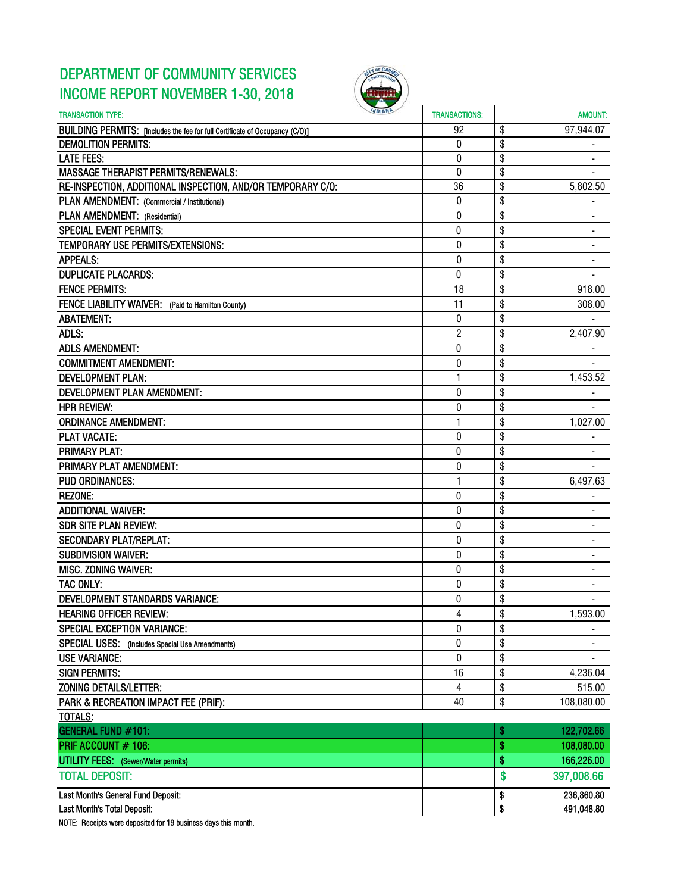# DEPARTMENT OF COMMUNITY SERVICES
## INCOME REPORT NOVEMBER 1-30, 2018

| TRANSACTION TYPE: | TRANSACTIONS: | | AMOUNT: |
|---|---|---|---|
| BUILDING PERMITS: [Includes the fee for full Certificate of Occupancy (C/O)] | 92 | $ | 97,944.07 |
| DEMOLITION PERMITS: | 0 | $ | - |
| LATE FEES: | 0 | $ | - |
| MASSAGE THERAPIST PERMITS/RENEWALS: | 0 | $ | - |
| RE-INSPECTION, ADDITIONAL INSPECTION, AND/OR TEMPORARY C/O: | 36 | $ | 5,802.50 |
| PLAN AMENDMENT: (Commercial / Institutional) | 0 | $ | - |
| PLAN AMENDMENT: (Residential) | 0 | $ | - |
| SPECIAL EVENT PERMITS: | 0 | $ | - |
| TEMPORARY USE PERMITS/EXTENSIONS: | 0 | $ | - |
| APPEALS: | 0 | $ | - |
| DUPLICATE PLACARDS: | 0 | $ | - |
| FENCE PERMITS: | 18 | $ | 918.00 |
| FENCE LIABILITY WAIVER: (Paid to Hamilton County) | 11 | $ | 308.00 |
| ABATEMENT: | 0 | $ | - |
| ADLS: | 2 | $ | 2,407.90 |
| ADLS AMENDMENT: | 0 | $ | - |
| COMMITMENT AMENDMENT: | 0 | $ | - |
| DEVELOPMENT PLAN: | 1 | $ | 1,453.52 |
| DEVELOPMENT PLAN AMENDMENT: | 0 | $ | - |
| HPR REVIEW: | 0 | $ | - |
| ORDINANCE AMENDMENT: | 1 | $ | 1,027.00 |
| PLAT VACATE: | 0 | $ | - |
| PRIMARY PLAT: | 0 | $ | - |
| PRIMARY PLAT AMENDMENT: | 0 | $ | - |
| PUD ORDINANCES: | 1 | $ | 6,497.63 |
| REZONE: | 0 | $ | - |
| ADDITIONAL WAIVER: | 0 | $ | - |
| SDR SITE PLAN REVIEW: | 0 | $ | - |
| SECONDARY PLAT/REPLAT: | 0 | $ | - |
| SUBDIVISION WAIVER: | 0 | $ | - |
| MISC. ZONING WAIVER: | 0 | $ | - |
| TAC ONLY: | 0 | $ | - |
| DEVELOPMENT STANDARDS VARIANCE: | 0 | $ | - |
| HEARING OFFICER REVIEW: | 4 | $ | 1,593.00 |
| SPECIAL EXCEPTION VARIANCE: | 0 | $ | - |
| SPECIAL USES: (Includes Special Use Amendments) | 0 | $ | - |
| USE VARIANCE: | 0 | $ | - |
| SIGN PERMITS: | 16 | $ | 4,236.04 |
| ZONING DETAILS/LETTER: | 4 | $ | 515.00 |
| PARK & RECREATION IMPACT FEE (PRIF): | 40 | $ | 108,080.00 |
| TOTALS: | | | |
| GENERAL FUND #101: | | $ | 122,702.66 |
| PRIF ACCOUNT # 106: | | $ | 108,080.00 |
| UTILITY FEES: (Sewer/Water permits) | | $ | 166,226.00 |
| TOTAL DEPOSIT: | | $ | 397,008.66 |
| Last Month's General Fund Deposit: | | $ | 236,860.80 |
| Last Month's Total Deposit: | | $ | 491,048.80 |

NOTE: Receipts were deposited for 19 business days this month.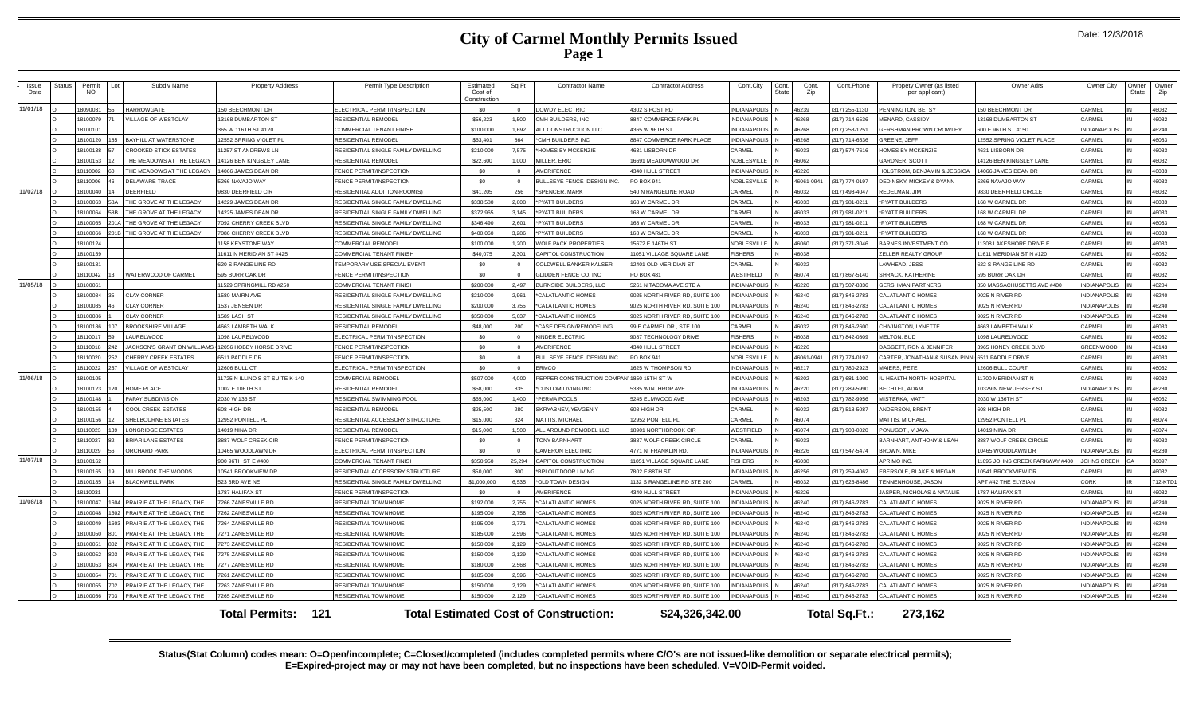# City of Carmel Monthly Permits Issued

Date: 12/3/2018

| Issue Date | Status | Permit NO | Lot | Subdiv Name | Property Address | Permit Type Description | Estimated Cost of Construction | Sq Ft | Contractor Name | Contractor Address | Cont.City | Cont. State | Cont. Zip | Cont.Phone | Propety Owner (as listed per applicant) | Owner Adrs | Owner City | Owner State | Owner Zip |
|---|---|---|---|---|---|---|---|---|---|---|---|---|---|---|---|---|---|---|---|
| 11/01/18 | O | 18090031 | 55 | HARROWGATE | 150 BEECHMONT DR | ELECTRICAL PERMIT/INSPECTION | $0 | 0 | DOWDY ELECTRIC | 4302 S POST RD | INDIANAPOLIS | IN | 46239 | (317) 255-1130 | PENNINGTON, BETSY | 150 BEECHMONT DR | CARMEL | IN | 46032 |
| | O | 18100079 | 71 | VILLAGE OF WESTCLAY | 13168 DUMBARTON ST | RESIDENTIAL REMODEL | $56,223 | 1,500 | CMH BUILDERS, INC | 8847 COMMERCE PARK PL | INDIANAPOLIS | IN | 46268 | (317) 714-6536 | MENARD, CASSIDY | 13168 DUMBARTON ST | CARMEL | IN | 46032 |
| | O | 18100101 | | | 365 W 116TH ST #120 | COMMERCIAL TENANT FINISH | $100,000 | 1,692 | ALT CONSTRUCTION LLC | 4365 W 96TH ST | INDIANAPOLIS | IN | 46268 | (317) 253-1251 | GERSHMAN BROWN CROWLEY | 600 E 96TH ST #150 | INDIANAPOLIS | IN | 46240 |
| | O | 18100120 | 185 | BAYHILL AT WATERSTONE | 12552 SPRING VIOLET PL | RESIDENTIAL REMODEL | $63,401 | 864 | *CMH BUILDERS INC | 8847 COMMERCE PARK PLACE | INDIANAPOLIS | IN | 46268 | (317) 714-6536 | GREENE, JEFF | 12552 SPRING VIOLET PLACE | CARMEL | IN | 46033 |
| | O | 18100138 | 57 | CROOKED STICK ESTATES | 11257 ST ANDREWS LN | RESIDENTIAL SINGLE FAMILY DWELLING | $210,000 | 7,575 | *HOMES BY MCKENZIE | 4631 LISBORN DR | CARMEL | IN | 46033 | (317) 574-7616 | HOMES BY MCKENZIE | 4631 LISBORN DR | CARMEL | IN | 46033 |
| | O | 18100153 | 12 | THE MEADOWS AT THE LEGACY | 14126 BEN KINGSLEY LANE | RESIDENTIAL REMODEL | $22,600 | 1,000 | MILLER, ERIC | 16691 MEADOWWOOD DR | NOBLESVILLE | IN | 46062 | | GARDNER, SCOTT | 14126 BEN KINGSLEY LANE | CARMEL | IN | 46032 |
| | C | 18110002 | 60 | THE MEADOWS AT THE LEGACY | 14066 JAMES DEAN DR | FENCE PERMIT/INSPECTION | $0 | 0 | AMERIFENCE | 4340 HULL STREET | INDIANAPOLIS | IN | 46226 | | HOLSTROM, BENJAMIN & JESSICA | 14066 JAMES DEAN DR | CARMEL | IN | 46033 |
| | O | 18110006 | 46 | DELAWARE TRACE | 5266 NAVAJO WAY | FENCE PERMIT/INSPECTION | $0 | 0 | BULLSEYE FENCE DESIGN INC. | PO BOX 941 | NOBLESVILLE | IN | 46061-0941 | (317) 774-0197 | DEDINSKY, MICKEY & DYANN | 5266 NAVAJO WAY | CARMEL | IN | 46033 |
| 11/02/18 | O | 18100040 | 14 | DEERFIELD | 9830 DEERFIELD CIR | RESIDENTIAL ADDITION-ROOM(S) | $41,205 | 256 | *SPENCER, MARK | 540 N RANGELINE ROAD | CARMEL | IN | 46032 | (317) 498-4047 | REDELMAN, JIM | 9830 DEERFIELD CIRCLE | CARMEL | IN | 46032 |
| | O | 18100063 | 58A | THE GROVE AT THE LEGACY | 14229 JAMES DEAN DR | RESIDENTIAL SINGLE FAMILY DWELLING | $338,580 | 2,608 | *PYATT BUILDERS | 168 W CARMEL DR | CARMEL | IN | 46033 | (317) 981-0211 | *PYATT BUILDERS | 168 W CARMEL DR | CARMEL | IN | 46033 |
| | O | 18100064 | 58B | THE GROVE AT THE LEGACY | 14225 JAMES DEAN DR | RESIDENTIAL SINGLE FAMILY DWELLING | $372,965 | 3,145 | *PYATT BUILDERS | 168 W CARMEL DR | CARMEL | IN | 46033 | (317) 981-0211 | *PYATT BUILDERS | 168 W CARMEL DR | CARMEL | IN | 46033 |
| | O | 18100065 | 201A | THE GROVE AT THE LEGACY | 7092 CHERRY CREEK BLVD | RESIDENTIAL SINGLE FAMILY DWELLING | $346,490 | 2,601 | *PYATT BUILDERS | 168 W CARMEL DR | CARMEL | IN | 46033 | (317) 981-0211 | *PYATT BUILDERS | 168 W CARMEL DR | CARMEL | IN | 46033 |
| | O | 18100066 | 201B | THE GROVE AT THE LEGACY | 7086 CHERRY CREEK BLVD | RESIDENTIAL SINGLE FAMILY DWELLING | $400,060 | 3,286 | *PYATT BUILDERS | 168 W CARMEL DR | CARMEL | IN | 46033 | (317) 981-0211 | *PYATT BUILDERS | 168 W CARMEL DR | CARMEL | IN | 46033 |
| | O | 18100124 | | | 1158 KEYSTONE WAY | COMMERCIAL REMODEL | $100,000 | 1,200 | WOLF PACK PROPERTIES | 15672 E 146TH ST | NOBLESVILLE | IN | 46060 | (317) 371-3046 | BARNES INVESTMENT CO | 11308 LAKESHORE DRIVE E | CARMEL | IN | 46033 |
| | O | 18100159 | | | 11611 N MERIDIAN ST #425 | COMMERCIAL TENANT FINISH | $40,075 | 2,301 | CAPITOL CONSTRUCTION | 11051 VILLAGE SQUARE LANE | FISHERS | IN | 46038 | | ZELLER REALTY GROUP | 11611 MERIDIAN ST N #120 | CARMEL | IN | 46032 |
| | O | 18100181 | | | 620 S RANGE LINE RD | TEMPORARY USE SPECIAL EVENT | $0 | 0 | COLDWELL BANKER KALSER | 12401 OLD MERIDIAN ST | CARMEL | IN | 46032 | | LAWHEAD, JESS | 622 S RANGE LINE RD | CARMEL | IN | 46032 |
| | O | 18110042 | 13 | WATERWOOD OF CARMEL | 595 BURR OAK DR | FENCE PERMIT/INSPECTION | $0 | 0 | GLIDDEN FENCE CO, INC | PO BOX 481 | WESTFIELD | IN | 46074 | (317) 867-5140 | SHRACK, KATHERINE | 595 BURR OAK DR | CARMEL | IN | 46032 |
| 11/05/18 | O | 18100061 | | | 11529 SPRINGMILL RD #250 | COMMERCIAL TENANT FINISH | $200,000 | 2,497 | BURNSIDE BUILDERS, LLC | 5261 N TACOMA AVE STE A | INDIANAPOLIS | IN | 46220 | (317) 507-8336 | GERSHMAN PARTNERS | 350 MASSACHUSETTS AVE #400 | INDIANAPOLIS | IN | 46204 |
| | O | 18100084 | 35 | CLAY CORNER | 1580 MAIRN AVE | RESIDENTIAL SINGLE FAMILY DWELLING | $210,000 | 2,961 | *CALATLANTIC HOMES | 9025 NORTH RIVER RD, SUITE 100 | INDIANAPOLIS | IN | 46240 | (317) 846-2783 | CALATLANTIC HOMES | 9025 N RIVER RD | INDIANAPOLIS | IN | 46240 |
| | O | 18100085 | 46 | CLAY CORNER | 1537 JENSEN DR | RESIDENTIAL SINGLE FAMILY DWELLING | $200,000 | 3,755 | *CALATLANTIC HOMES | 9025 NORTH RIVER RD, SUITE 100 | INDIANAPOLIS | IN | 46240 | (317) 846-2783 | CALATLANTIC HOMES | 9025 N RIVER RD | INDIANAPOLIS | IN | 46240 |
| | O | 18100086 | 1 | CLAY CORNER | 1589 LASH ST | RESIDENTIAL SINGLE FAMILY DWELLING | $350,000 | 5,037 | *CALATLANTIC HOMES | 9025 NORTH RIVER RD, SUITE 100 | INDIANAPOLIS | IN | 46240 | (317) 846-2783 | CALATLANTIC HOMES | 9025 N RIVER RD | INDIANAPOLIS | IN | 46240 |
| | O | 18100186 | 107 | BROOKSHIRE VILLAGE | 4663 LAMBETH WALK | RESIDENTIAL REMODEL | $48,000 | 200 | *CASE DESIGN/REMODELING | 99 E CARMEL DR., STE 100 | CARMEL | IN | 46032 | (317) 846-2600 | CHIVINGTON, LYNETTE | 4663 LAMBETH WALK | CARMEL | IN | 46033 |
| | O | 18110017 | 59 | LAURELWOOD | 1098 LAURELWOOD | ELECTRICAL PERMIT/INSPECTION | $0 | 0 | KINDER ELECTRIC | 9087 TECHNOLOGY DRIVE | FISHERS | IN | 46038 | (317) 842-0809 | MELTON, BUD | 1098 LAURELWOOD | CARMEL | IN | 46032 |
| | O | 18110018 | 242 | JACKSON'S GRANT ON WILLIAMS | 12056 HOBBY HORSE DRIVE | FENCE PERMIT/INSPECTION | $0 | 0 | AMERIFENCE | 4340 HULL STREET | INDIANAPOLIS | IN | 46226 | | DAGGETT, RON & JENNIFER | 3965 HONEY CREEK BLVD | GREENWOOD | IN | 46143 |
| | O | 18110020 | 252 | CHERRY CREEK ESTATES | 6511 PADDLE DR | FENCE PERMIT/INSPECTION | $0 | 0 | BULLSEYE FENCE DESIGN INC. | PO BOX 941 | NOBLESVILLE | IN | 46061-0941 | (317) 774-0197 | CARTER, JONATHAN & SUSAN PINN | 6511 PADDLE DRIVE | CARMEL | IN | 46033 |
| | O | 18110022 | 237 | VILLAGE OF WESTCLAY | 12606 BULL CT | ELECTRICAL PERMIT/INSPECTION | $0 | 0 | ERMCO | 1625 W THOMPSON RD | INDIANAPOLIS | IN | 46217 | (317) 780-2923 | MAIERS, PETE | 12606 BULL COURT | CARMEL | IN | 46032 |
| 11/06/18 | O | 18100105 | | | 11725 N ILLINOIS ST SUITE K-140 | COMMERCIAL REMODEL | $507,000 | 4,000 | PEPPER CONSTRUCTION COMPANY | 1850 15TH ST W | INDIANAPOLIS | IN | 46202 | (317) 681-1000 | IU HEALTH NORTH HOSPITAL | 11700 MERIDIAN ST N | CARMEL | IN | 46032 |
| | O | 18100123 | 120 | HOME PLACE | 1002 E 106TH ST | RESIDENTIAL REMODEL | $58,000 | 835 | *CUSTOM LIVING INC | 5335 WINTHROP AVE | INDIANAPOLIS | IN | 46220 | (317) 289-5990 | BECHTEL, ADAM | 10329 N NEW JERSEY ST | INDIANAPOLIS | IN | 46280 |
| | O | 18100148 | 1 | PAPAY SUBDIVISION | 2030 W 136 ST | RESIDENTIAL SWIMMING POOL | $65,000 | 1,400 | *PERMA POOLS | 5245 ELMWOOD AVE | INDIANAPOLIS | IN | 46203 | (317) 782-9956 | MISTERKA, MATT | 2030 W 136TH ST | CARMEL | IN | 46032 |
| | O | 18100155 | 4 | COOL CREEK ESTATES | 608 HIGH DR | RESIDENTIAL REMODEL | $25,500 | 280 | SKRYABNEV, YEVGENIY | 608 HIGH DR | CARMEL | IN | 46032 | (317) 518-5087 | ANDERSON, BRENT | 608 HIGH DR | CARMEL | IN | 46032 |
| | O | 18100156 | 12 | SHELBOURNE ESTATES | 12952 PONTELL PL | RESIDENTIAL ACCESSORY STRUCTURE | $15,000 | 324 | MATTIS, MICHAEL | 12952 PONTELL PL | CARMEL | IN | 46074 | | MATTIS, MICHAEL | 12952 PONTELL PL | CARMEL | IN | 46074 |
| | O | 18110023 | 139 | LONGRIDGE ESTATES | 14019 NINA DR | RESIDENTIAL REMODEL | $15,000 | 1,500 | ALL AROUND REMODEL LLC | 18901 NORTHBROOK CIR | WESTFIELD | IN | 46074 | (317) 903-0020 | PONUGOTI, VIJAYA | 14019 NINA DR | CARMEL | IN | 46074 |
| | C | 18110027 | 82 | BRIAR LANE ESTATES | 3887 WOLF CREEK CIR | FENCE PERMIT/INSPECTION | $0 | 0 | TONY BARNHART | 3887 WOLF CREEK CIRCLE | CARMEL | IN | 46033 | | BARNHART, ANTHONY & LEAH | 3887 WOLF CREEK CIRCLE | CARMEL | IN | 46033 |
| | O | 18110029 | 56 | ORCHARD PARK | 10465 WOODLAWN DR | ELECTRICAL PERMIT/INSPECTION | $0 | 0 | CAMERON ELECTRIC | 4771 N. FRANKLIN RD. | INDIANAPOLIS | IN | 46226 | (317) 547-5474 | BROWN, MIKE | 10465 WOODLAWN DR | INDIANAPOLIS | IN | 46280 |
| 11/07/18 | O | 18100162 | | | 900 96TH ST E #400 | COMMERCIAL TENANT FINISH | $350,950 | 25,294 | CAPITOL CONSTRUCTION | 11051 VILLAGE SQUARE LANE | FISHERS | IN | 46038 | | APRIMO INC. | 11695 JOHNS CREEK PARKWAY #400 | JOHNS CREEK | GA | 30097 |
| | O | 18100165 | 19 | MILLBROOK THE WOODS | 10541 BROOKVIEW DR | RESIDENTIAL ACCESSORY STRUCTURE | $50,000 | 300 | *BPI OUTDOOR LIVING | 7802 E 88TH ST | INDIANAPOLIS | IN | 46256 | (317) 259-4062 | EBERSOLE, BLAKE & MEGAN | 10541 BROOKVIEW DR | CARMEL | IN | 46032 |
| | O | 18100185 | 14 | BLACKWELL PARK | 523 3RD AVE NE | RESIDENTIAL SINGLE FAMILY DWELLING | $1,000,000 | 6,535 | *OLD TOWN DESIGN | 1132 S RANGELINE RD STE 200 | CARMEL | IN | 46032 | (317) 626-8486 | TENNENHOUSE, JASON | APT #42 THE ELYSIAN | CORK | IR | T12-KTD1 |
| | O | 18110031 | | | 1787 HALIFAX ST | FENCE PERMIT/INSPECTION | $0 | 0 | AMERIFENCE | 4340 HULL STREET | INDIANAPOLIS | IN | 46226 | | JASPER, NICHOLAS & NATALIE | 1787 HALIFAX ST | CARMEL | IN | 46032 |
| 11/08/18 | O | 18100047 | 1604 | PRAIRIE AT THE LEGACY, THE | 7266 ZANESVILLE RD | RESIDENTIAL TOWNHOME | $192,000 | 2,755 | *CALATLANTIC HOMES | 9025 NORTH RIVER RD, SUITE 100 | INDIANAPOLIS | IN | 46240 | (317) 846-2783 | CALATLANTIC HOMES | 9025 N RIVER RD | INDIANAPOLIS | IN | 46240 |
| | O | 18100048 | 1602 | PRAIRIE AT THE LEGACY, THE | 7262 ZANESVILLE RD | RESIDENTIAL TOWNHOME | $195,000 | 2,758 | *CALATLANTIC HOMES | 9025 NORTH RIVER RD, SUITE 100 | INDIANAPOLIS | IN | 46240 | (317) 846-2783 | CALATLANTIC HOMES | 9025 N RIVER RD | INDIANAPOLIS | IN | 46240 |
| | O | 18100049 | 1603 | PRAIRIE AT THE LEGACY, THE | 7264 ZANESVILLE RD | RESIDENTIAL TOWNHOME | $195,000 | 2,771 | *CALATLANTIC HOMES | 9025 NORTH RIVER RD, SUITE 100 | INDIANAPOLIS | IN | 46240 | (317) 846-2783 | CALATLANTIC HOMES | 9025 N RIVER RD | INDIANAPOLIS | IN | 46240 |
| | O | 18100050 | 801 | PRAIRIE AT THE LEGACY, THE | 7271 ZANESVILLE RD | RESIDENTIAL TOWNHOME | $185,000 | 2,596 | *CALATLANTIC HOMES | 9025 NORTH RIVER RD, SUITE 100 | INDIANAPOLIS | IN | 46240 | (317) 846-2783 | CALATLANTIC HOMES | 9025 N RIVER RD | INDIANAPOLIS | IN | 46240 |
| | O | 18100051 | 802 | PRAIRIE AT THE LEGACY, THE | 7273 ZANESVILLE RD | RESIDENTIAL TOWNHOME | $150,000 | 2,129 | *CALATLANTIC HOMES | 9025 NORTH RIVER RD, SUITE 100 | INDIANAPOLIS | IN | 46240 | (317) 846-2783 | CALATLANTIC HOMES | 9025 N RIVER RD | INDIANAPOLIS | IN | 46240 |
| | O | 18100052 | 803 | PRAIRIE AT THE LEGACY, THE | 7275 ZANESVILLE RD | RESIDENTIAL TOWNHOME | $150,000 | 2,129 | *CALATLANTIC HOMES | 9025 NORTH RIVER RD, SUITE 100 | INDIANAPOLIS | IN | 46240 | (317) 846-2783 | CALATLANTIC HOMES | 9025 N RIVER RD | INDIANAPOLIS | IN | 46240 |
| | O | 18100053 | 804 | PRAIRIE AT THE LEGACY, THE | 7277 ZANESVILLE RD | RESIDENTIAL TOWNHOME | $180,000 | 2,568 | *CALATLANTIC HOMES | 9025 NORTH RIVER RD, SUITE 100 | INDIANAPOLIS | IN | 46240 | (317) 846-2783 | CALATLANTIC HOMES | 9025 N RIVER RD | INDIANAPOLIS | IN | 46240 |
| | O | 18100054 | 701 | PRAIRIE AT THE LEGACY, THE | 7261 ZANESVILLE RD | RESIDENTIAL TOWNHOME | $185,000 | 2,596 | *CALATLANTIC HOMES | 9025 NORTH RIVER RD, SUITE 100 | INDIANAPOLIS | IN | 46240 | (317) 846-2783 | CALATLANTIC HOMES | 9025 N RIVER RD | INDIANAPOLIS | IN | 46240 |
| | O | 18100055 | 702 | PRAIRIE AT THE LEGACY, THE | 7263 ZANESVILLE RD | RESIDENTIAL TOWNHOME | $150,000 | 2,129 | *CALATLANTIC HOMES | 9025 NORTH RIVER RD, SUITE 100 | INDIANAPOLIS | IN | 46240 | (317) 846-2783 | CALATLANTIC HOMES | 9025 N RIVER RD | INDIANAPOLIS | IN | 46240 |
| | O | 18100056 | 703 | PRAIRIE AT THE LEGACY, THE | 7265 ZANESVILLE RD | RESIDENTIAL TOWNHOME | $150,000 | 2,129 | *CALATLANTIC HOMES | 9025 NORTH RIVER RD, SUITE 100 | INDIANAPOLIS | IN | 46240 | (317) 846-2783 | CALATLANTIC HOMES | 9025 N RIVER RD | INDIANAPOLIS | IN | 46240 |

**Total Permits: 121** **Total Estimated Cost of Construction: $24,326,342.00** **Total Sq.Ft.: 273,162**

**Status(Stat Column) codes mean: O=Open/incomplete; C=Closed/completed (includes completed permits where C/O's are not issued-like demolition or separate electrical permits); E=Expired-project may or may not have been completed, but no inspections have been scheduled. V=VOID-Permit voided.**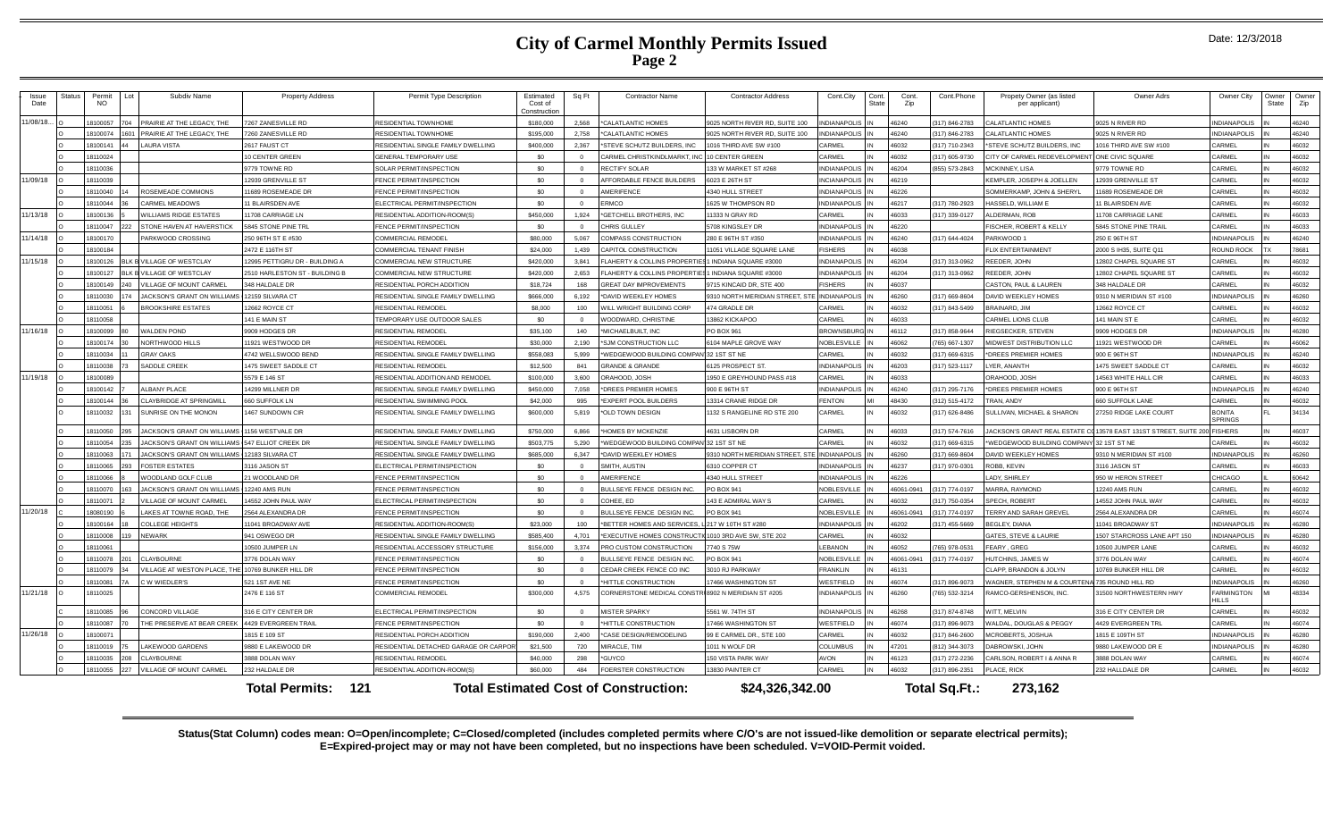# City of Carmel Monthly Permits Issued
## Page 2

Date: 12/3/2018

| Issue Date | Status | Permit NO | Lot | Subdiv Name | Property Address | Permit Type Description | Estimated Cost of Construction | Sq Ft | Contractor Name | Contractor Address | Cont.City | Cont. State | Cont. Zip | Cont.Phone | Propety Owner (as listed per applicant) | Owner Adrs | Owner City | Owner State | Owner Zip |
|---|---|---|---|---|---|---|---|---|---|---|---|---|---|---|---|---|---|---|---|
| 11/08/18... | O | 18100057 | 704 | PRAIRIE AT THE LEGACY, THE | 7267 ZANESVILLE RD | RESIDENTIAL TOWNHOME | $180,000 | 2,568 | *CALATLANTIC HOMES | 9025 NORTH RIVER RD, SUITE 100 | INDIANAPOLIS | IN | 46240 | (317) 846-2783 | CALATLANTIC HOMES | 9025 N RIVER RD | INDIANAPOLIS | IN | 46240 |
| | O | 18100074 | 1601 | PRAIRIE AT THE LEGACY, THE | 7260 ZANESVILLE RD | RESIDENTIAL TOWNHOME | $195,000 | 2,758 | *CALATLANTIC HOMES | 9025 NORTH RIVER RD, SUITE 100 | INDIANAPOLIS | IN | 46240 | (317) 846-2783 | CALATLANTIC HOMES | 9025 N RIVER RD | INDIANAPOLIS | IN | 46240 |
| | O | 18100141 | 44 | LAURA VISTA | 2617 FAUST CT | RESIDENTIAL SINGLE FAMILY DWELLING | $400,000 | 2,367 | *STEVE SCHUTZ BUILDERS, INC | 1016 THIRD AVE SW #100 | CARMEL | IN | 46032 | (317) 710-2343 | *STEVE SCHUTZ BUILDERS, INC | 1016 THIRD AVE SW #100 | CARMEL | IN | 46032 |
| | O | 18110024 | | | 10 CENTER GREEN | GENERAL TEMPORARY USE | $0 | 0 | CARMEL CHRISTKINDLMARKT, INC. | 10 CENTER GREEN | CARMEL | IN | 46032 | (317) 605-9730 | CITY OF CARMEL REDEVELOPMENT | ONE CIVIC SQUARE | CARMEL | IN | 46032 |
| | O | 18110036 | | | 9779 TOWNE RD | SOLAR PERMIT/INSPECTION | $0 | 0 | RECTIFY SOLAR | 133 W MARKET ST #268 | INDIANAPOLIS | IN | 46204 | (855) 573-2843 | MCKINNEY, LISA | 9779 TOWNE RD | CARMEL | IN | 46032 |
| 11/09/18 | O | 18110039 | | | 12939 GRENVILLE ST | FENCE PERMIT/INSPECTION | $0 | 0 | AFFORDABLE FENCE BUILDERS | 6023 E 26TH ST | INCIANAPOLIS | IN | 46219 | | KEMPLER, JOSEPH & JOELLEN | 12939 GRENVILLE ST | CARMEL | IN | 46032 |
| | O | 18110040 | 14 | ROSEMEADE COMMONS | 11689 ROSEMEADE DR | FENCE PERMIT/INSPECTION | $0 | 0 | AMERIFENCE | 4340 HULL STREET | INDIANAPOLIS | IN | 46226 | | SOMMERKAMP, JOHN & SHERYL | 11689 ROSEMEADE DR | CARMEL | IN | 46032 |
| | O | 18110044 | 36 | CARMEL MEADOWS | 11 BLAIRSDEN AVE | ELECTRICAL PERMIT/INSPECTION | $0 | 0 | ERMCO | 1625 W THOMPSON RD | INDIANAPOLIS | IN | 46217 | (317) 780-2923 | HASSELD, WILLIAM E | 11 BLAIRSDEN AVE | CARMEL | IN | 46032 |
| 11/13/18 | O | 18100136 | 5 | WILLIAMS RIDGE ESTATES | 11708 CARRIAGE LN | RESIDENTIAL ADDITION-ROOM(S) | $450,000 | 1,924 | *GETCHELL BROTHERS, INC | 11333 N GRAY RD | CARMEL | IN | 46033 | (317) 339-0127 | ALDERMAN, ROB | 11708 CARRIAGE LANE | CARMEL | IN | 46033 |
| | O | 18110047 | 222 | STONE HAVEN AT HAVERSTICK | 5845 STONE PINE TRL | FENCE PERMIT/INSPECTION | $0 | 0 | CHRIS GULLEY | 5708 KINGSLEY DR | INDIANAPOLIS | IN | 46220 | | FISCHER, ROBERT & KELLY | 5845 STONE PINE TRAIL | CARMEL | IN | 46033 |
| 11/14/18 | O | 18100170 | | PARKWOOD CROSSING | 250 96TH ST E #530 | COMMERCIAL REMODEL | $80,000 | 5,067 | COMPASS CONSTRUCTION | 280 E 96TH ST #350 | INDIANAPOLIS | IN | 46240 | (317) 644-4024 | PARKWOOD 1 | 250 E 96TH ST | INDIANAPOLIS | IN | 46240 |
| | O | 18100184 | | | 2472 E 116TH ST | COMMERCIAL TENANT FINISH | $24,000 | 1,439 | CAPITOL CONSTRUCTION | 11051 VILLAGE SQUARE LANE | FISHERS | IN | 46038 | | FLIX ENTERTAINMENT | 2000 S IH35, SUITE Q11 | ROUND ROCK | TX | 78681 |
| 11/15/18 | O | 18100126 | BLK B | VILLAGE OF WESTCLAY | 12995 PETTIGRU DR - BUILDING A | COMMERCIAL NEW STRUCTURE | $420,000 | 3,841 | FLAHERTY & COLLINS PROPERTIES | 1 INDIANA SQUARE #3000 | INDIANAPOLIS | IN | 46204 | (317) 313-0962 | REEDER, JOHN | 12802 CHAPEL SQUARE ST | CARMEL | IN | 46032 |
| | O | 18100127 | BLK B | VILLAGE OF WESTCLAY | 2510 HARLESTON ST - BUILDING B | COMMERCIAL NEW STRUCTURE | $420,000 | 2,653 | FLAHERTY & COLLINS PROPERTIES | 1 INDIANA SQUARE #3000 | INDIANAPOLIS | IN | 46204 | (317) 313-0962 | REEDER, JOHN | 12802 CHAPEL SQUARE ST | CARMEL | IN | 46032 |
| | O | 18100149 | 240 | VILLAGE OF MOUNT CARMEL | 348 HALDALE DR | RESIDENTIAL PORCH ADDITION | $18,724 | 168 | GREAT DAY IMPROVEMENTS | 9715 KINCAID DR, STE 400 | FISHERS | IN | 46037 | | CASTON, PAUL & LAUREN | 348 HALDALE DR | CARMEL | IN | 46032 |
| | O | 18110030 | 174 | JACKSON'S GRANT ON WILLIAMS | 12159 SILVARA CT | RESIDENTIAL SINGLE FAMILY DWELLING | $666,000 | 6,192 | *DAVID WEEKLEY HOMES | 9310 NORTH MERIDIAN STREET, STE 100 | INDIANAPOLIS | IN | 46260 | (317) 669-8604 | DAVID WEEKLEY HOMES | 9310 N MERIDIAN ST #100 | INDIANAPOLIS | IN | 46260 |
| | O | 18110051 | 6 | BROOKSHIRE ESTATES | 12662 ROYCE CT | RESIDENTIAL REMODEL | $8,000 | 100 | WILL WRIGHT BUILDING CORP | 474 GRADLE DR | CARMEL | IN | 46032 | (317) 843-5499 | BRAINARD, JIM | 12662 ROYCE CT | CARMEL | IN | 46032 |
| | O | 18110058 | | | 141 E MAIN ST | TEMPORARY USE OUTDOOR SALES | $0 | 0 | WOODWARD, CHRISTINE | 13862 KICKAPOO | CARMEL | IN | 46033 | | CARMEL LIONS CLUB | 141 MAIN ST E | CARMEL | IN | 46032 |
| 11/16/18 | O | 18100099 | 80 | WALDEN POND | 9909 HODGES DR | RESIDENTIAL REMODEL | $35,100 | 140 | *MICHAELBUILT, INC | PO BOX 961 | BROWNSBURG | IN | 46112 | (317) 858-9644 | RIEGSECKER, STEVEN | 9909 HODGES DR | INDIANAPOLIS | IN | 46280 |
| | O | 18100174 | 30 | NORTHWOOD HILLS | 11921 WESTWOOD DR | RESIDENTIAL REMODEL | $30,000 | 2,190 | *SJM CONSTRUCTION LLC | 6104 MAPLE GROVE WAY | NOBLESVILLE | IN | 46062 | (765) 667-1307 | MIDWEST DISTRIBUTION LLC | 11921 WESTWOOD DR | CARMEL | IN | 46062 |
| | O | 18110034 | 11 | GRAY OAKS | 4742 WELLSWOOD BEND | RESIDENTIAL SINGLE FAMILY DWELLING | $558,083 | 5,999 | *WEDGEWOOD BUILDING COMPANY | 32 1ST ST NE | CARMEL | IN | 46032 | (317) 669-6315 | *DREES PREMIER HOMES | 900 E 96TH ST | INDIANAPOLIS | IN | 46240 |
| | O | 18110038 | 73 | SADDLE CREEK | 1475 SWEET SADDLE CT | RESIDENTIAL REMODEL | $12,500 | 841 | GRANDE & GRANDE | 6125 PROSPECT ST. | INDIANAPOLIS | IN | 46203 | (317) 523-1117 | LYER, ANANTH | 1475 SWEET SADDLE CT | CARMEL | IN | 46032 |
| 11/19/18 | O | 18100089 | | | 5579 E 146 ST | RESIDENTIAL ADDITION AND REMODEL | $100,000 | 3,600 | ORAHOOD, JOSH | 1950 E GREYHOUND PASS #18 | CARMEL | IN | 46033 | | ORAHOOD, JOSH | 14563 WHITE HALL CIR | CARMEL | IN | 46033 |
| | O | 18100142 | 7 | ALBANY PLACE | 14299 MILLNER DR | RESIDENTIAL SINGLE FAMILY DWELLING | $450,000 | 7,058 | *DREES PREMIER HOMES | 900 E 96TH ST | INDIANAPOLIS | IN | 46240 | (317) 295-7176 | *DREES PREMIER HOMES | 900 E 96TH ST | INDIANAPOLIS | IN | 46240 |
| | O | 18100144 | 36 | CLAYBRIDGE AT SPRINGMILL | 660 SUFFOLK LN | RESIDENTIAL SWIMMING POOL | $42,000 | 995 | *EXPERT POOL BUILDERS | 13314 CRANE RIDGE DR | FENTON | MI | 48430 | (312) 515-4172 | TRAN, ANDY | 660 SUFFOLK LANE | CARMEL | IN | 46032 |
| | O | 18110032 | 131 | SUNRISE ON THE MONON | 1467 SUNDOWN CIR | RESIDENTIAL SINGLE FAMILY DWELLING | $600,000 | 5,819 | *OLD TOWN DESIGN | 1132 S RANGELINE RD STE 200 | CARMEL | IN | 46032 | (317) 626-8486 | SULLIVAN, MICHAEL & SHARON | 27250 RIDGE LAKE COURT | BONITA SPRINGS | FL | 34134 |
| | O | 18110050 | 295 | JACKSON'S GRANT ON WILLIAMS | 1156 WESTVALE DR | RESIDENTIAL SINGLE FAMILY DWELLING | $750,000 | 6,866 | *HOMES BY MCKENZIE | 4631 LISBORN DR | CARMEL | IN | 46033 | (317) 574-7616 | JACKSON'S GRANT REAL ESTATE CO | 13578 EAST 131ST STREET, SUITE 200 | FISHERS | IN | 46037 |
| | O | 18110054 | 235 | JACKSON'S GRANT ON WILLIAMS | 547 ELLIOT CREEK DR | RESIDENTIAL SINGLE FAMILY DWELLING | $503,775 | 5,290 | *WEDGEWOOD BUILDING COMPANY | 32 1ST ST NE | CARMEL | IN | 46032 | (317) 669-6315 | *WEDGEWOOD BUILDING COMPANY | 32 1ST ST NE | CARMEL | IN | 46032 |
| | O | 18110063 | 171 | JACKSON'S GRANT ON WILLIAMS | 12183 SILVARA CT | RESIDENTIAL SINGLE FAMILY DWELLING | $685,000 | 6,347 | *DAVID WEEKLEY HOMES | 9310 NORTH MERIDIAN STREET, STE 100 | INDIANAPOLIS | IN | 46260 | (317) 669-8604 | DAVID WEEKLEY HOMES | 9310 N MERIDIAN ST #100 | INDIANAPOLIS | IN | 46260 |
| | O | 18110065 | 293 | FOSTER ESTATES | 3116 JASON ST | ELECTRICAL PERMIT/INSPECTION | $0 | 0 | SMITH, AUSTIN | 6310 COPPER CT | INDIANAPOLIS | IN | 46237 | (317) 970-0301 | ROBB, KEVIN | 3116 JASON ST | CARMEL | IN | 46033 |
| | O | 18110066 | 8 | WOODLAND GOLF CLUB | 21 WOODLAND DR | FENCE PERMIT/INSPECTION | $0 | 0 | AMERIFENCE | 4340 HULL STREET | INDIANAPOLIS | IN | 46226 | | LADY, SHIRLEY | 950 W HERON STREET | CHICAGO | IL | 60642 |
| | O | 18110070 | 163 | JACKSON'S GRANT ON WILLIAMS | 12240 AMS RUN | FENCE PERMIT/INSPECTION | $0 | 0 | BULLSEYE FENCE DESIGN INC. | PO BOX 941 | NOBLESVILLE | IN | 46061-0941 | (317) 774-0197 | MARRA, RAYMOND | 12240 AMS RUN | CARMEL | IN | 46032 |
| | O | 18110071 | 2 | VILLAGE OF MOUNT CARMEL | 14552 JOHN PAUL WAY | ELECTRICAL PERMIT/INSPECTION | $0 | 0 | COHEE, ED | 143 E ADMIRAL WAYS | CARMEL | IN | 46032 | (317) 750-0354 | SPECH, ROBERT | 14552 JOHN PAUL WAY | CARMEL | IN | 46032 |
| 11/20/18 | C | 18080190 | 6 | LAKES AT TOWNE ROAD, THE | 2564 ALEXANDRA DR | FENCE PERMIT/INSPECTION | $0 | 0 | BULLSEYE FENCE DESIGN INC. | PO BOX 941 | NOBLESVILLE | IN | 46061-0941 | (317) 774-0197 | TERRY AND SARAH GREVEL | 2564 ALEXANDRA DR | CARMEL | IN | 46074 |
| | O | 18100164 | 18 | COLLEGE HEIGHTS | 11041 BROADWAY AVE | RESIDENTIAL ADDITION-ROOM(S) | $23,000 | 100 | *BETTER HOMES AND SERVICES, LLC | 217 W 10TH ST #280 | INDIANAPOLIS | IN | 46202 | (317) 455-5669 | BEGLEY, DIANA | 11041 BROADWAY ST | INDIANAPOLIS | IN | 46280 |
| | O | 18110008 | 119 | NEWARK | 941 OSWEGO DR | RESIDENTIAL SINGLE FAMILY DWELLING | $585,400 | 4,701 | *EXECUTIVE HOMES CONSTRUCTION | 1010 3RD AVE SW, STE 202 | CARMEL | IN | 46032 | | GATES, STEVE & LAURIE | 1507 STARCROSS LANE APT 150 | INDIANAPOLIS | IN | 46280 |
| | O | 18110061 | | | 10500 JUMPER LN | RESIDENTIAL ACCESSORY STRUCTURE | $156,000 | 3,374 | PRO CUSTOM CONSTRUCTION | 7740 S 75W | LEBANON | IN | 46052 | (765) 978-0531 | FEARY , GREG | 10500 JUMPER LANE | CARMEL | IN | 46032 |
| | O | 18110078 | 201 | CLAYBOURNE | 3776 DOLAN WAY | FENCE PERMIT/INSPECTION | $0 | 0 | BULLSEYE FENCE DESIGN INC. | PO BOX 941 | NOBLESVILLE | IN | 46061-0941 | (317) 774-0197 | HUTCHINS, JAMES W | 3776 DOLAN WAY | CARMEL | IN | 46074 |
| | O | 18110079 | 34 | VILLAGE AT WESTON PLACE, THE | 10769 BUNKER HILL DR | FENCE PERMIT/INSPECTION | $0 | 0 | CEDAR CREEK FENCE CO INC | 3010 RJ PARKWAY | FRANKLIN | IN | 46131 | | CLAPP, BRANDON & JOLYN | 10769 BUNKER HILL DR | CARMEL | IN | 46032 |
| | O | 18110081 | 7A | C W WIEDLER'S | 521 1ST AVE NE | FENCE PERMIT/INSPECTION | $0 | 0 | *HITTLE CONSTRUCTION | 17466 WASHINGTON ST | WESTFIELD | IN | 46074 | (317) 896-9073 | WAGNER, STEPHEN M & COURTENAY | 735 ROUND HILL RD | INDIANAPOLIS | IN | 46260 |
| 11/21/18 | O | 18110025 | | | 2476 E 116 ST | COMMERCIAL REMODEL | $300,000 | 4,575 | CORNERSTONE MEDICAL CONSTRUCT | 8902 N MERIDIAN ST #205 | INDIANAPOLIS | IN | 46260 | (765) 532-3214 | RAMCO-GERSHENSON, INC. | 31500 NORTHWESTERN HWY | FARMINGTON HILLS | MI | 48334 |
| | C | 18110085 | 96 | CONCORD VILLAGE | 316 E CITY CENTER DR | ELECTRICAL PERMIT/INSPECTION | $0 | 0 | MISTER SPARKY | 5561 W. 74TH ST | INDIANAPOLIS | IN | 46268 | (317) 874-8748 | WITT, MELVIN | 316 E CITY CENTER DR | CARMEL | IN | 46032 |
| | O | 18110087 | 70 | THE PRESERVE AT BEAR CREEK | 4429 EVERGREEN TRAIL | FENCE PERMIT/INSPECTION | $0 | 0 | *HITTLE CONSTRUCTION | 17466 WASHINGTON ST | WESTFIELD | IN | 46074 | (317) 896-9073 | WALDAL, DOUGLAS & PEGGY | 4429 EVERGREEN TRL | CARMEL | IN | 46074 |
| 11/26/18 | O | 18100071 | | | 1815 E 109 ST | RESIDENTIAL PORCH ADDITION | $190,000 | 2,400 | *CASE DESIGN/REMODELING | 99 E CARMEL DR., STE 100 | CARMEL | IN | 46032 | (317) 846-2600 | MCROBERTS, JOSHUA | 1815 E 109TH ST | INDIANAPOLIS | IN | 46280 |
| | O | 18110019 | 75 | LAKEWOOD GARDENS | 9880 E LAKEWOOD DR | RESIDENTIAL DETACHED GARAGE OR CARPORT | $21,500 | 720 | MIRACLE, TIM | 1011 N WOLF DR | COLUMBUS | IN | 47201 | (812) 344-3073 | DABROWSKI, JOHN | 9880 LAKEWOOD DR E | INDIANAPOLIS | IN | 46280 |
| | O | 18110035 | 208 | CLAYBOURNE | 3888 DOLAN WAY | RESIDENTIAL REMODEL | $40,000 | 298 | *GUYCO | 150 VISTA PARK WAY | AVON | IN | 46123 | (317) 272-2236 | CARLSON, ROBERT I & ANNA R | 3888 DOLAN WAY | CARMEL | IN | 46074 |
| | O | 18110055 | 227 | VILLAGE OF MOUNT CARMEL | 232 HALDALE DR | RESIDENTIAL ADDITION-ROOM(S) | $60,000 | 484 | FOERSTER CONSTRUCTION | 13830 PAINTER CT | CARMEL | IN | 46032 | (317) 896-2351 | PLACE, RICK | 232 HALLDALE DR | CARMEL | IN | 46032 |

**Total Permits: 121** | **Total Estimated Cost of Construction: $24,326,342.00** | **Total Sq.Ft.: 273,162**

**Status(Stat Column) codes mean: O=Open/incomplete; C=Closed/completed (includes completed permits where C/O's are not issued-like demolition or separate electrical permits); E=Expired-project may or may not have been completed, but no inspections have been scheduled. V=VOID-Permit voided.**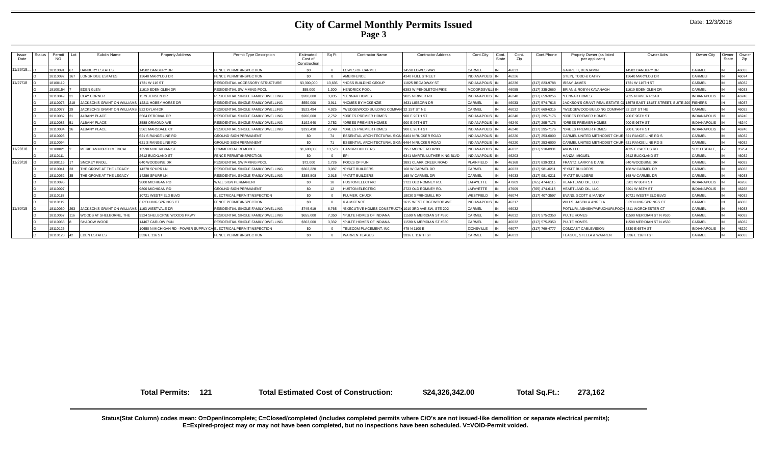# City of Carmel Monthly Permits Issued

## Page 3

Date: 12/3/2018

| Issue Date | Status | Permit NO | Lot | Subdiv Name | Property Address | Permit Type Description | Estimated Cost of Construction | Sq Ft | Contractor Name | Contractor Address | Cont.City | Cont. State | Cont. Zip | Cont.Phone | Propety Owner (as listed per applicant) | Owner Adrs | Owner City | Owner State | Owner Zip |
|---|---|---|---|---|---|---|---|---|---|---|---|---|---|---|---|---|---|---|---|
| 11/26/18... | O | 18110091 | 67 | DANBURY ESTATES | 14582 DANBURY DR | FENCE PERMIT/INSPECTION | $0 | 0 | LOWES OF CARMEL | 14598 LOWES WAY | CARMEL | IN | 46033 | | GARRETT, BENJAMIN | 14582 DANBURY DR | CARMEL | IN | 46033 |
| | O | 18110092 | 167 | LONGRIDGE ESTATES | 13640 MARYLOU DR | FENCE PERMIT/INSPECTION | $0 | 0 | AMERIFENCE | 4340 HULL STREET | INDIANAPOLIS | IN | 46226 | | STEIN, TODD & CATHY | 13640 MARYLOU DR | CARMELI | IN | 46074 |
| 11/27/18 | O | 18100119 | | | 1721 W 116 ST | RESIDENTIAL ACCESSORY STRUCTURE | $3,300,000 | 13,635 | *HOSS BUILDING GROUP | 11825 BROADWAY ST | INDIANAPOLIS | IN | 46236 | (317) 823-9788 | IRSAY, JAMES | 1721 W 116TH ST | CARMEL | IN | 46032 |
| | O | 18100154 | 7 | EDEN GLEN | 11619 EDEN GLEN DR | RESIDENTIAL SWIMMING POOL | $55,000 | 1,300 | HENDRICK POOL | 6383 W PENDLETON PIKE | MCCORDSVILL | IN | 46055 | (317) 335-2660 | BRIAN & ROBYN KAVANAGH | 11619 EDEN GLEN DR | CARMEL | IN | 46033 |
| | O | 18110049 | 31 | CLAY CORNER | 1579 JENSEN DR | RESIDENTIAL SINGLE FAMILY DWELLING | $200,000 | 3,835 | *LENNAR HOMES | 9025 N RIVER RD | INDIANAPOLIS | IN | 46240 | (317) 659-3256 | *LENNAR HOMES | 9025 N RIVER ROAD | INDIANAPOLIS | IN | 46240 |
| | O | 18110075 | 218 | JACKSON'S GRANT ON WILLIAMS | 12211 HOBBY HORSE DR | RESIDENTIAL SINGLE FAMILY DWELLING | $550,000 | 3,911 | *HOMES BY MCKENZIE | 4631 LISBORN DR | CARMEL | IN | 46033 | (317) 574-7616 | JACKSON'S GRANT REAL ESTATE CO | 13578 EAST 131ST STREET, SUITE 200 | FISHERS | IN | 46037 |
| | O | 18110077 | 29 | JACKSON'S GRANT ON WILLIAMS | 522 DYLAN DR | RESIDENTIAL SINGLE FAMILY DWELLING | $523,494 | 4,925 | *WEDGEWOOD BUILDING COMPANY | 32 1ST ST NE | CARMEL | IN | 46032 | (317) 669-6315 | *WEDGEWOOD BUILDING COMPANY | 32 1ST ST NE | CARMEL | IN | 46032 |
| | O | 18110082 | 31 | ALBANY PLACE | 3564 PERCIVAL DR | RESIDENTIAL SINGLE FAMILY DWELLING | $206,000 | 2,752 | *DREES PREMIER HOMES | 900 E 96TH ST | INDIANAPOLIS | IN | 46240 | (317) 295-7176 | *DREES PREMIER HOMES | 900 E 96TH ST | INDIANAPOLIS | IN | 46240 |
| | O | 18110083 | 51 | ALBANY PLACE | 3588 ORMOND AVE | RESIDENTIAL SINGLE FAMILY DWELLING | $192,640 | 2,752 | *DREES PREMIER HOMES | 900 E 96TH ST | INDIANAPOLIS | IN | 46240 | (317) 295-7176 | *DREES PREMIER HOMES | 900 E 96TH ST | INDIANAPOLIS | IN | 46240 |
| | O | 18110084 | 26 | ALBANY PLACE | 3561 MARSDALE CT | RESIDENTIAL SINGLE FAMILY DWELLING | $192,430 | 2,749 | *DREES PREMIER HOMES | 900 E 96TH ST | INDIANAPOLIS | IN | 46240 | (317) 295-7176 | *DREES PREMIER HOMES | 900 E 96TH ST | INDIANAPOLIS | IN | 46240 |
| | O | 18110093 | | | 621 S RANGE LINE RD | GROUND SIGN PERMANENT | $0 | 74 | ESSENTIAL ARCHITECTURAL SIGN | 6464 N RUCKER ROAD | INDIANAPOLIS | IN | 46220 | (317) 253-6000 | CARMEL UNITED METHODIST CHUR | 621 RANGE LINE RD S | CARMEL | IN | 46032 |
| | O | 18110094 | | | 621 S RANGE LINE RD | GROUND SIGN PERMANENT | $0 | 71 | ESSENTIAL ARCHITECTURAL SIGN | 6464 N RUCKER ROAD | INDIANAPOLIS | IN | 46220 | (317) 253-6000 | CARMEL UNITED METHODIST CHUR | 621 RANGE LINE RD S | CARMEL | IN | 46032 |
| 11/28/18 | O | 18100021 | 2 | MERIDIAN NORTH MEDICAL | 13590 N MERIDIAN ST | COMMERCIAL REMODEL | $1,600,000 | 13,573 | CAMBRI BUILDERS | 7957 MOORE RD #200 | INDIANAPOLIS | IN | 46032 | (317) 910-0931 | AVON LLC | 4835 E CACTUS RD | SCOTTSDALE, | AZ | 85254 |
| | O | 18110111 | | | 2612 BUCKLAND ST | FENCE PERMIT/INSPECTION | $0 | 0 | EPI | 6341 MARTIN LUTHER KING BLVD | INDIANAPOLIS | IN | 46203 | | HANZA, MIGUEL | 2612 BUCKLAND ST | CARMEL | IN | 46032 |
| 11/29/18 | O | 18100116 | 17 | SMOKEY KNOLL | 640 WOODBINE DR | RESIDENTIAL SWIMMING POOL | $72,000 | 1,726 | POOLS OF FUN | 3891 CLARK CREEK ROAD | PLAINFIELD | IN | 46168 | (317) 839-3311 | FRANTZ, LARRY & DIANE | 640 WOODBINE DR | CARMEL | IN | 46033 |
| | O | 18110041 | 33 | THE GROVE AT THE LEGACY | 14278 SPURR LN | RESIDENTIAL SINGLE FAMILY DWELLING | $363,220 | 3,087 | *PYATT BUILDERS | 168 W CARMEL DR | CARMEL | IN | 46033 | (317) 981-0211 | *PYATT BUILDERS | 168 W CARMEL DR | CARMEL | IN | 46033 |
| | O | 18110052 | 35 | THE GROVE AT THE LEGACY | 14286 SPURR LN | RESIDENTIAL SINGLE FAMILY DWELLING | $385,808 | 2,915 | *PYATT BUILDERS | 168 W CARMEL DR | CARMEL | IN | 46033 | (317) 981-0211 | *PYATT BUILDERS | 168 W CARMEL DR | CARMEL | IN | 46033 |
| | O | 18110095 | | | 9800 MICHIGAN RD | WALL SIGN PERMANENT | $0 | 18 | HUSTON ELECTRIC | 2723 OLD ROMNEY RD. | LAFAYETTE | IN | 47909 | (765) 474-6115 | HEARTLAND OIL, LLC | 5201 W 86TH ST | INDIANAPOLIS | IN | 46268 |
| | O | 18110097 | | | 9800 MICHIGAN RD | GROUND SIGN PERMANENT | $0 | 12 | HUSTON ELECTRIC | 2723 OLD ROMNEY RD. | LAFAYETTE | IN | 47909 | (765) 474-6115 | HEARTLAND OIL, LLC | 5201 W 86TH ST | INDIANAPOLIS | IN | 46268 |
| | O | 18110118 | | | 10721 WESTFIELD BLVD | ELECTRICAL PERMIT/INSPECTION | $0 | 0 | PLUMER, CHUCK | 19030 SPRINGMILL RD | WESTFIELD | IN | 46074 | (317) 407-3597 | EVANS, SCOTT & MANDY | 10721 WESTFIELD BLVD | CARMEL | IN | 46032 |
| | O | 18110119 | | | 6 ROLLING SPRINGS CT | FENCE PERMIT/INSPECTION | $0 | 0 | K & M FENCE | 1615 WEST EDGEWOOD AVE | INDIANAPOLIS | IN | 46217 | | WILLS, JASON & ANGELA | 6 ROLLING SPRINGS CT | CARMEL | IN | 46033 |
| 11/30/18 | O | 18110060 | 293 | JACKSON'S GRANT ON WILLIAMS | 1163 WESTVALE DR | RESIDENTIAL SINGLE FAMILY DWELLING | $745,619 | 6,765 | *EXECUTIVE HOMES CONSTRUCTI | 1010 3RD AVE SW, STE 202 | CARMEL | IN | 46032 | | POTLURI, ASHISH/PARUCHURI,POON | 4311 WORCHESTER CT | CARMEL | IN | 46033 |
| | O | 18110067 | 116 | WOODS AT SHELBORNE, THE | 3324 SHELBORNE WOODS PKWY | RESIDENTIAL SINGLE FAMILY DWELLING | $655,000 | 7,350 | *PULTE HOMES OF INDIANA | 11590 N MERIDIAN ST #530 | CARMEL | IN | 46032 | (317) 575-2350 | PULTE HOMES | 11590 MERIDIAN ST N #530 | CARMEL | IN | 46032 |
| | O | 18110068 | 8 | SHADOW WOOD | 14467 CARLOW RUN | RESIDENTIAL SINGLE FAMILY DWELLING | $363,000 | 3,332 | *PULTE HOMES OF INDIANA | 11590 N MERIDIAN ST #530 | CARMEL | IN | 46032 | (317) 575-2350 | PULTE HOMES | 11590 MERIDIAN ST N #530 | CARMEL | IN | 46032 |
| | O | 18110126 | | | 10650 N MICHIGAN RD - POWER SUPPLY CA | ELECTRICAL PERMIT/INSPECTION | $0 | 0 | TELECOM PLACEMENT, INC | 478 N 1100 E | ZIONSVILLE | IN | 46077 | (317) 769-4777 | COMCAST CABLEVISION | 5330 E 65TH ST | INDIANAPOLIS | IN | 46220 |
| | C | 18110128 | 42 | EDEN ESTATES | 3336 E 116 ST | FENCE PERMIT/INSPECTION | $0 | 0 | WARREN TEAGUS | 3336 E 116TH ST | CARMEL | IN | 46033 | | TEAGUE, STELLA & WARREN | 3336 E 116TH ST | CARMEL | IN | 46033 |

**Total Permits: 121** **Total Estimated Cost of Construction: $24,326,342.00** **Total Sq.Ft.: 273,162**

**Status(Stat Column) codes mean: O=Open/incomplete; C=Closed/completed (includes completed permits where C/O's are not issued-like demolition or separate electrical permits); E=Expired-project may or may not have been completed, but no inspections have been scheduled. V=VOID-Permit voided.**